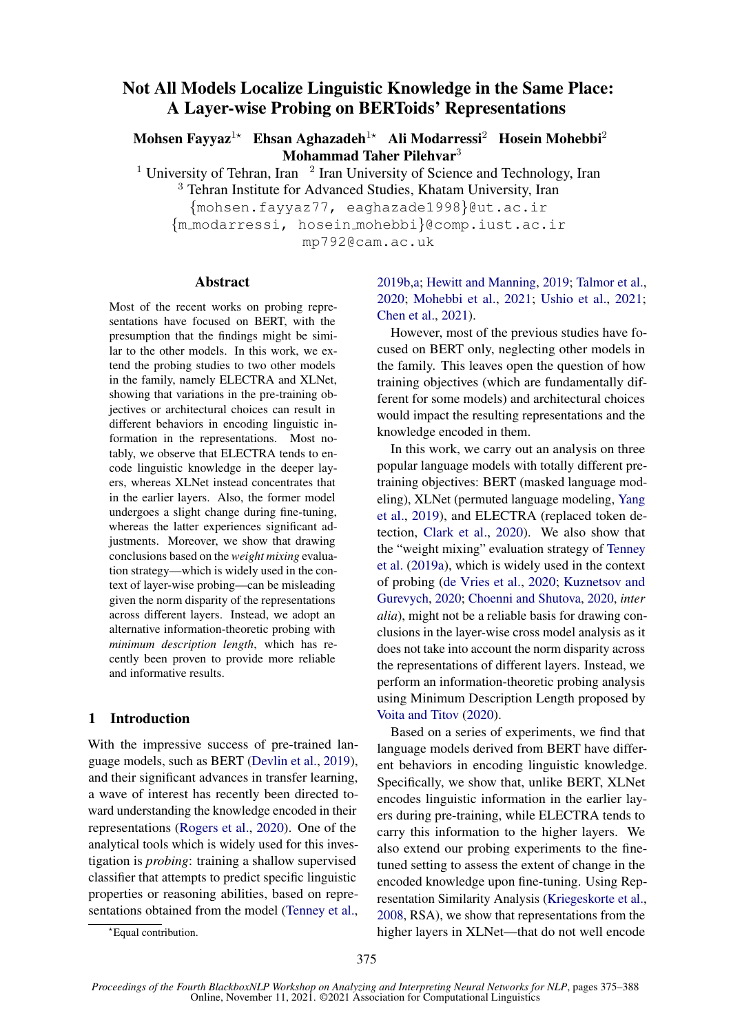# Not All Models Localize Linguistic Knowledge in the Same Place: A Layer-wise Probing on BERToids' Representations

**Mohsen Fayyaz**[1⋆] **Ehsan Aghazadeh**[1⋆] **Ali Modarressi**[2] **Hosein Mohebbi**[2] **Mohammad Taher Pilehvar**[3]

[1] University of Tehran, Iran [2] Iran University of Science and Technology, Iran
[3] Tehran Institute for Advanced Studies, Khatam University, Iran

{mohsen.fayyaz77, eaghazade1998}@ut.ac.ir
{m_modarressi, hosein_mohebbi}@comp.iust.ac.ir
mp792@cam.ac.uk

## Abstract

Most of the recent works on probing representations have focused on BERT, with the presumption that the findings might be similar to the other models. In this work, we extend the probing studies to two other models in the family, namely ELECTRA and XLNet, showing that variations in the pre-training objectives or architectural choices can result in different behaviors in encoding linguistic information in the representations. Most notably, we observe that ELECTRA tends to encode linguistic knowledge in the deeper layers, whereas XLNet instead concentrates that in the earlier layers. Also, the former model undergoes a slight change during fine-tuning, whereas the latter experiences significant adjustments. Moreover, we show that drawing conclusions based on the *weight mixing* evaluation strategy—which is widely used in the context of layer-wise probing—can be misleading given the norm disparity of the representations across different layers. Instead, we adopt an alternative information-theoretic probing with *minimum description length*, which has recently been proven to provide more reliable and informative results.

## 1 Introduction

With the impressive success of pre-trained language models, such as BERT (Devlin et al., 2019), and their significant advances in transfer learning, a wave of interest has recently been directed toward understanding the knowledge encoded in their representations (Rogers et al., 2020). One of the analytical tools which is widely used for this investigation is *probing*: training a shallow supervised classifier that attempts to predict specific linguistic properties or reasoning abilities, based on representations obtained from the model (Tenney et al., 2019b,a; Hewitt and Manning, 2019; Talmor et al., 2020; Mohebbi et al., 2021; Ushio et al., 2021; Chen et al., 2021).

However, most of the previous studies have focused on BERT only, neglecting other models in the family. This leaves open the question of how training objectives (which are fundamentally different for some models) and architectural choices would impact the resulting representations and the knowledge encoded in them.

In this work, we carry out an analysis on three popular language models with totally different pre-training objectives: BERT (masked language modeling), XLNet (permuted language modeling, Yang et al., 2019), and ELECTRA (replaced token detection, Clark et al., 2020). We also show that the "weight mixing" evaluation strategy of Tenney et al. (2019a), which is widely used in the context of probing (de Vries et al., 2020; Kuznetsov and Gurevych, 2020; Choenni and Shutova, 2020, *inter alia*), might not be a reliable basis for drawing conclusions in the layer-wise cross model analysis as it does not take into account the norm disparity across the representations of different layers. Instead, we perform an information-theoretic probing analysis using Minimum Description Length proposed by Voita and Titov (2020).

Based on a series of experiments, we find that language models derived from BERT have different behaviors in encoding linguistic knowledge. Specifically, we show that, unlike BERT, XLNet encodes linguistic information in the earlier layers during pre-training, while ELECTRA tends to carry this information to the higher layers. We also extend our probing experiments to the fine-tuned setting to assess the extent of change in the encoded knowledge upon fine-tuning. Using Representation Similarity Analysis (Kriegeskorte et al., 2008, RSA), we show that representations from the higher layers in XLNet—that do not well encode

⋆Equal contribution.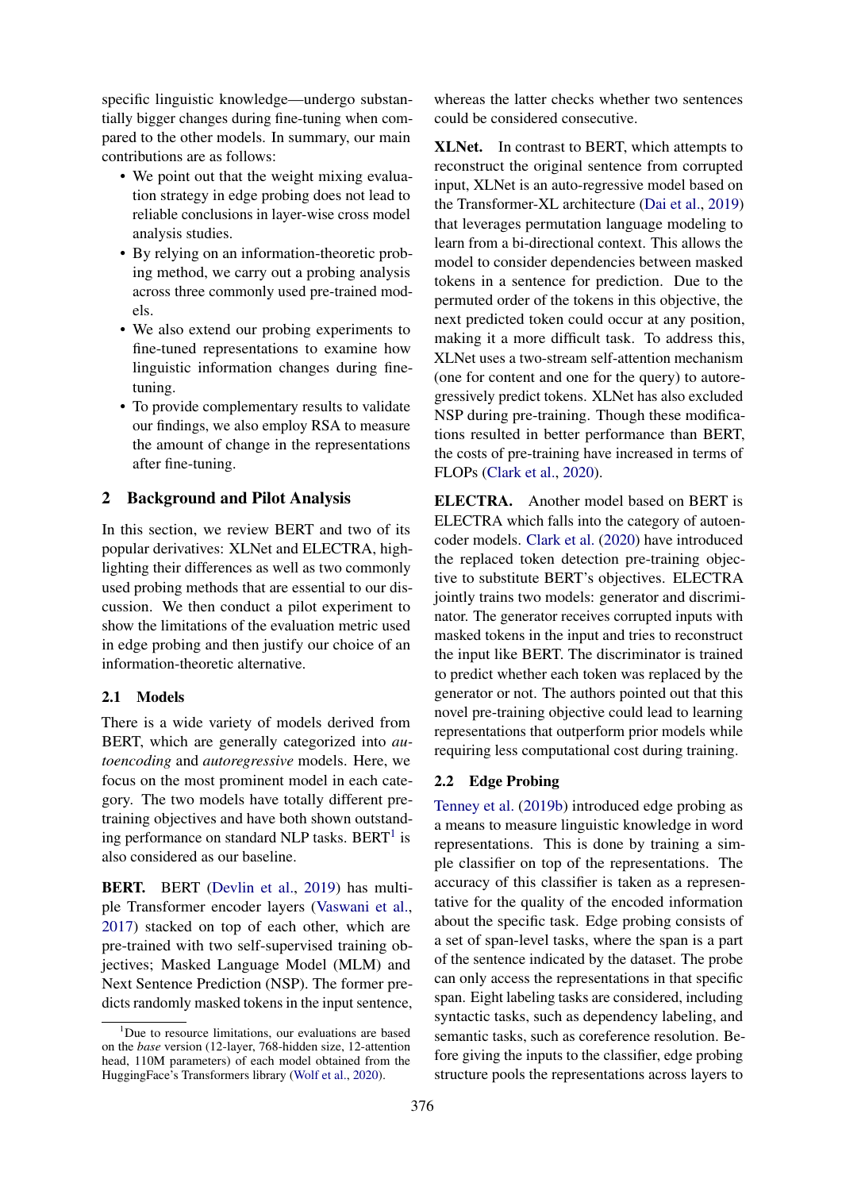specific linguistic knowledge—undergo substantially bigger changes during fine-tuning when compared to the other models. In summary, our main contributions are as follows:

- We point out that the weight mixing evaluation strategy in edge probing does not lead to reliable conclusions in layer-wise cross model analysis studies.
- By relying on an information-theoretic probing method, we carry out a probing analysis across three commonly used pre-trained models.
- We also extend our probing experiments to fine-tuned representations to examine how linguistic information changes during fine-tuning.
- To provide complementary results to validate our findings, we also employ RSA to measure the amount of change in the representations after fine-tuning.

## 2 Background and Pilot Analysis

In this section, we review BERT and two of its popular derivatives: XLNet and ELECTRA, highlighting their differences as well as two commonly used probing methods that are essential to our discussion. We then conduct a pilot experiment to show the limitations of the evaluation metric used in edge probing and then justify our choice of an information-theoretic alternative.

### 2.1 Models

There is a wide variety of models derived from BERT, which are generally categorized into *autoencoding* and *autoregressive* models. Here, we focus on the most prominent model in each category. The two models have totally different pre-training objectives and have both shown outstanding performance on standard NLP tasks. BERT[1] is also considered as our baseline.

**BERT.** BERT (Devlin et al., 2019) has multiple Transformer encoder layers (Vaswani et al., 2017) stacked on top of each other, which are pre-trained with two self-supervised training objectives; Masked Language Model (MLM) and Next Sentence Prediction (NSP). The former predicts randomly masked tokens in the input sentence, whereas the latter checks whether two sentences could be considered consecutive.

**XLNet.** In contrast to BERT, which attempts to reconstruct the original sentence from corrupted input, XLNet is an auto-regressive model based on the Transformer-XL architecture (Dai et al., 2019) that leverages permutation language modeling to learn from a bi-directional context. This allows the model to consider dependencies between masked tokens in a sentence for prediction. Due to the permuted order of the tokens in this objective, the next predicted token could occur at any position, making it a more difficult task. To address this, XLNet uses a two-stream self-attention mechanism (one for content and one for the query) to autoregressively predict tokens. XLNet has also excluded NSP during pre-training. Though these modifications resulted in better performance than BERT, the costs of pre-training have increased in terms of FLOPs (Clark et al., 2020).

**ELECTRA.** Another model based on BERT is ELECTRA which falls into the category of autoencoder models. Clark et al. (2020) have introduced the replaced token detection pre-training objective to substitute BERT's objectives. ELECTRA jointly trains two models: generator and discriminator. The generator receives corrupted inputs with masked tokens in the input and tries to reconstruct the input like BERT. The discriminator is trained to predict whether each token was replaced by the generator or not. The authors pointed out that this novel pre-training objective could lead to learning representations that outperform prior models while requiring less computational cost during training.

### 2.2 Edge Probing

Tenney et al. (2019b) introduced edge probing as a means to measure linguistic knowledge in word representations. This is done by training a simple classifier on top of the representations. The accuracy of this classifier is taken as a representative for the quality of the encoded information about the specific task. Edge probing consists of a set of span-level tasks, where the span is a part of the sentence indicated by the dataset. The probe can only access the representations in that specific span. Eight labeling tasks are considered, including syntactic tasks, such as dependency labeling, and semantic tasks, such as coreference resolution. Before giving the inputs to the classifier, edge probing structure pools the representations across layers to

[1] Due to resource limitations, our evaluations are based on the *base* version (12-layer, 768-hidden size, 12-attention head, 110M parameters) of each model obtained from the HuggingFace's Transformers library (Wolf et al., 2020).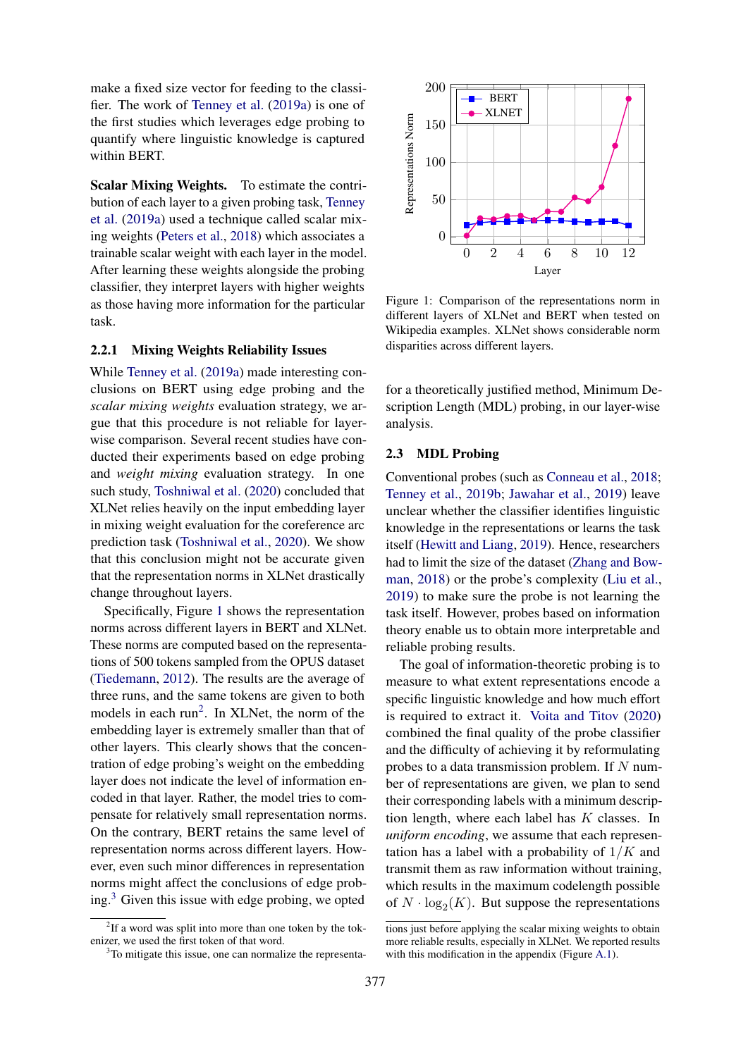make a fixed size vector for feeding to the classifier. The work of Tenney et al. (2019a) is one of the first studies which leverages edge probing to quantify where linguistic knowledge is captured within BERT.

**Scalar Mixing Weights.** To estimate the contribution of each layer to a given probing task, Tenney et al. (2019a) used a technique called scalar mixing weights (Peters et al., 2018) which associates a trainable scalar weight with each layer in the model. After learning these weights alongside the probing classifier, they interpret layers with higher weights as those having more information for the particular task.

### 2.2.1 Mixing Weights Reliability Issues

While Tenney et al. (2019a) made interesting conclusions on BERT using edge probing and the *scalar mixing weights* evaluation strategy, we argue that this procedure is not reliable for layer-wise comparison. Several recent studies have conducted their experiments based on edge probing and *weight mixing* evaluation strategy. In one such study, Toshniwal et al. (2020) concluded that XLNet relies heavily on the input embedding layer in mixing weight evaluation for the coreference arc prediction task (Toshniwal et al., 2020). We show that this conclusion might not be accurate given that the representation norms in XLNet drastically change throughout layers.

Specifically, Figure 1 shows the representation norms across different layers in BERT and XLNet. These norms are computed based on the representations of 500 tokens sampled from the OPUS dataset (Tiedemann, 2012). The results are the average of three runs, and the same tokens are given to both models in each run[2]. In XLNet, the norm of the embedding layer is extremely smaller than that of other layers. This clearly shows that the concentration of edge probing's weight on the embedding layer does not indicate the level of information encoded in that layer. Rather, the model tries to compensate for relatively small representation norms. On the contrary, BERT retains the same level of representation norms across different layers. However, even such minor differences in representation norms might affect the conclusions of edge probing.[3] Given this issue with edge probing, we opted for a theoretically justified method, Minimum Description Length (MDL) probing, in our layer-wise analysis.

Figure 1: Comparison of the representations norm in different layers of XLNet and BERT when tested on Wikipedia examples. XLNet shows considerable norm disparities across different layers.

## 2.3 MDL Probing

Conventional probes (such as Conneau et al., 2018; Tenney et al., 2019b; Jawahar et al., 2019) leave unclear whether the classifier identifies linguistic knowledge in the representations or learns the task itself (Hewitt and Liang, 2019). Hence, researchers had to limit the size of the dataset (Zhang and Bowman, 2018) or the probe's complexity (Liu et al., 2019) to make sure the probe is not learning the task itself. However, probes based on information theory enable us to obtain more interpretable and reliable probing results.

The goal of information-theoretic probing is to measure to what extent representations encode a specific linguistic knowledge and how much effort is required to extract it. Voita and Titov (2020) combined the final quality of the probe classifier and the difficulty of achieving it by reformulating probes to a data transmission problem. If $N$ number of representations are given, we plan to send their corresponding labels with a minimum description length, where each label has $K$ classes. In *uniform encoding*, we assume that each representation has a label with a probability of $1/K$ and transmit them as raw information without training, which results in the maximum codelength possible of $N \cdot \log_2(K)$. But suppose the representations

[2] If a word was split into more than one token by the tokenizer, we used the first token of that word.

[3] To mitigate this issue, one can normalize the representations just before applying the scalar mixing weights to obtain more reliable results, especially in XLNet. We reported results with this modification in the appendix (Figure A.1).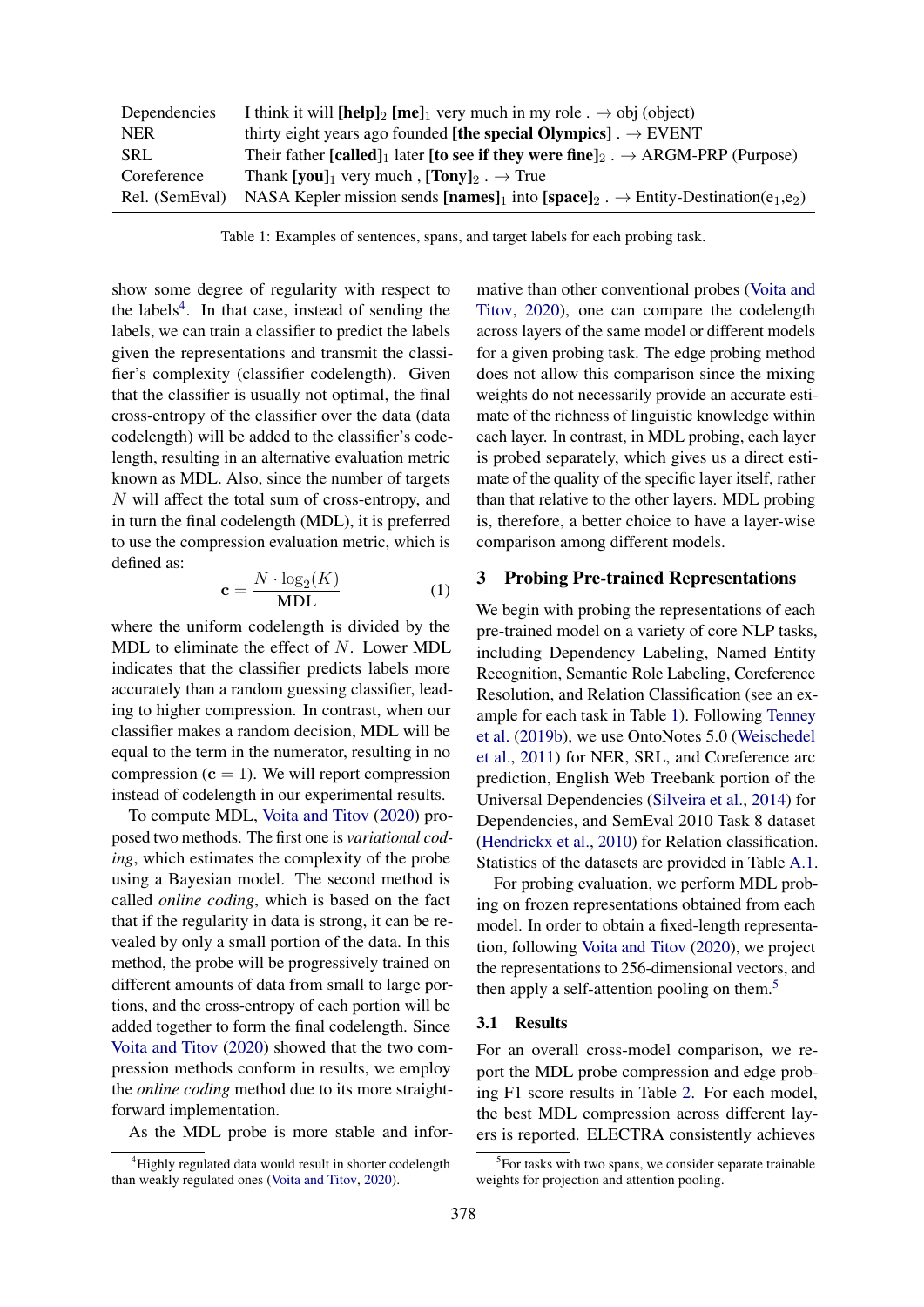| | |
|---|---|
| Dependencies | I think it will **[help]**$_2$ **[me]**$_1$ very much in my role . → obj (object) |
| NER | thirty eight years ago founded **[the special Olympics]** . → EVENT |
| SRL | Their father **[called]**$_1$ later **[to see if they were fine]**$_2$ . → ARGM-PRP (Purpose) |
| Coreference | Thank **[you]**$_1$ very much , **[Tony]**$_2$ . → True |
| Rel. (SemEval) | NASA Kepler mission sends **[names]**$_1$ into **[space]**$_2$ . → Entity-Destination($e_1$,$e_2$) |

Table 1: Examples of sentences, spans, and target labels for each probing task.

show some degree of regularity with respect to the labels[4]. In that case, instead of sending the labels, we can train a classifier to predict the labels given the representations and transmit the classifier's complexity (classifier codelength). Given that the classifier is usually not optimal, the final cross-entropy of the classifier over the data (data codelength) will be added to the classifier's codelength, resulting in an alternative evaluation metric known as MDL. Also, since the number of targets $N$ will affect the total sum of cross-entropy, and in turn the final codelength (MDL), it is preferred to use the compression evaluation metric, which is defined as:

$$\mathbf{c} = \frac{N \cdot \log_2(K)}{\text{MDL}} \tag{1}$$

where the uniform codelength is divided by the MDL to eliminate the effect of $N$. Lower MDL indicates that the classifier predicts labels more accurately than a random guessing classifier, leading to higher compression. In contrast, when our classifier makes a random decision, MDL will be equal to the term in the numerator, resulting in no compression ($\mathbf{c} = 1$). We will report compression instead of codelength in our experimental results.

To compute MDL, Voita and Titov (2020) proposed two methods. The first one is *variational coding*, which estimates the complexity of the probe using a Bayesian model. The second method is called *online coding*, which is based on the fact that if the regularity in data is strong, it can be revealed by only a small portion of the data. In this method, the probe will be progressively trained on different amounts of data from small to large portions, and the cross-entropy of each portion will be added together to form the final codelength. Since Voita and Titov (2020) showed that the two compression methods conform in results, we employ the *online coding* method due to its more straightforward implementation.

As the MDL probe is more stable and informative than other conventional probes (Voita and Titov, 2020), one can compare the codelength across layers of the same model or different models for a given probing task. The edge probing method does not allow this comparison since the mixing weights do not necessarily provide an accurate estimate of the richness of linguistic knowledge within each layer. In contrast, in MDL probing, each layer is probed separately, which gives us a direct estimate of the quality of the specific layer itself, rather than that relative to the other layers. MDL probing is, therefore, a better choice to have a layer-wise comparison among different models.

## 3 Probing Pre-trained Representations

We begin with probing the representations of each pre-trained model on a variety of core NLP tasks, including Dependency Labeling, Named Entity Recognition, Semantic Role Labeling, Coreference Resolution, and Relation Classification (see an example for each task in Table 1). Following Tenney et al. (2019b), we use OntoNotes 5.0 (Weischedel et al., 2011) for NER, SRL, and Coreference arc prediction, English Web Treebank portion of the Universal Dependencies (Silveira et al., 2014) for Dependencies, and SemEval 2010 Task 8 dataset (Hendrickx et al., 2010) for Relation classification. Statistics of the datasets are provided in Table A.1.

For probing evaluation, we perform MDL probing on frozen representations obtained from each model. In order to obtain a fixed-length representation, following Voita and Titov (2020), we project the representations to 256-dimensional vectors, and then apply a self-attention pooling on them.[5]

### 3.1 Results

For an overall cross-model comparison, we report the MDL probe compression and edge probing F1 score results in Table 2. For each model, the best MDL compression across different layers is reported. ELECTRA consistently achieves

[4] Highly regulated data would result in shorter codelength than weakly regulated ones (Voita and Titov, 2020).

[5] For tasks with two spans, we consider separate trainable weights for projection and attention pooling.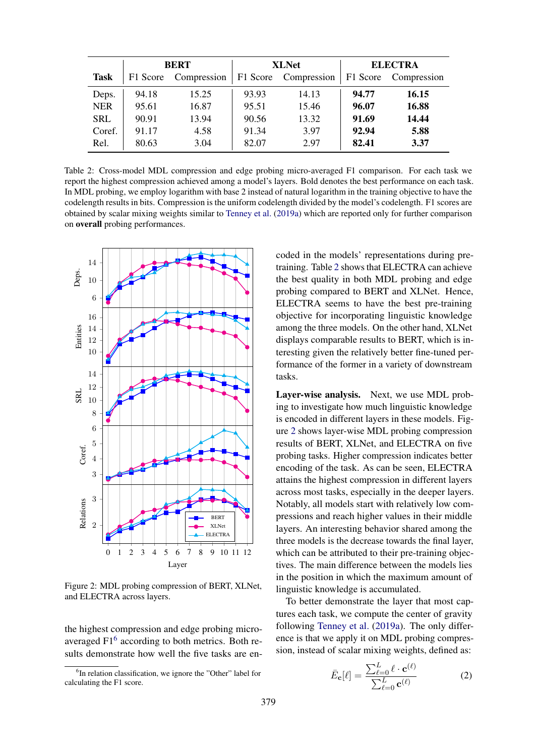| Task | BERT | | XLNet | | ELECTRA | |
|---|---|---|---|---|---|---|
| | F1 Score | Compression | F1 Score | Compression | F1 Score | Compression |
| Deps. | 94.18 | 15.25 | 93.93 | 14.13 | **94.77** | **16.15** |
| NER | 95.61 | 16.87 | 95.51 | 15.46 | **96.07** | **16.88** |
| SRL | 90.91 | 13.94 | 90.56 | 13.32 | **91.69** | **14.44** |
| Coref. | 91.17 | 4.58 | 91.34 | 3.97 | **92.94** | **5.88** |
| Rel. | 80.63 | 3.04 | 82.07 | 2.97 | **82.41** | **3.37** |

Table 2: Cross-model MDL compression and edge probing micro-averaged F1 comparison. For each task we report the highest compression achieved among a model's layers. Bold denotes the best performance on each task. In MDL probing, we employ logarithm with base 2 instead of natural logarithm in the training objective to have the codelength results in bits. Compression is the uniform codelength divided by the model's codelength. F1 scores are obtained by scalar mixing weights similar to Tenney et al. (2019a) which are reported only for further comparison on **overall** probing performances.

Figure 2: MDL probing compression of BERT, XLNet, and ELECTRA across layers.

the highest compression and edge probing micro-averaged F1[6] according to both metrics. Both results demonstrate how well the five tasks are encoded in the models' representations during pre-training. Table 2 shows that ELECTRA can achieve the best quality in both MDL probing and edge probing compared to BERT and XLNet. Hence, ELECTRA seems to have the best pre-training objective for incorporating linguistic knowledge among the three models. On the other hand, XLNet displays comparable results to BERT, which is interesting given the relatively better fine-tuned performance of the former in a variety of downstream tasks.

**Layer-wise analysis.** Next, we use MDL probing to investigate how much linguistic knowledge is encoded in different layers in these models. Figure 2 shows layer-wise MDL probing compression results of BERT, XLNet, and ELECTRA on five probing tasks. Higher compression indicates better encoding of the task. As can be seen, ELECTRA attains the highest compression in different layers across most tasks, especially in the deeper layers. Notably, all models start with relatively low compressions and reach higher values in their middle layers. An interesting behavior shared among the three models is the decrease towards the final layer, which can be attributed to their pre-training objectives. The main difference between the models lies in the position in which the maximum amount of linguistic knowledge is accumulated.

To better demonstrate the layer that most captures each task, we compute the center of gravity following Tenney et al. (2019a). The only difference is that we apply it on MDL probing compression, instead of scalar mixing weights, defined as:

$$\bar{E}_{\mathbf{c}}[\ell] = \frac{\sum_{\ell=0}^{L} \ell \cdot \mathbf{c}^{(\ell)}}{\sum_{\ell=0}^{L} \mathbf{c}^{(\ell)}} \quad (2)$$

[6] In relation classification, we ignore the "Other" label for calculating the F1 score.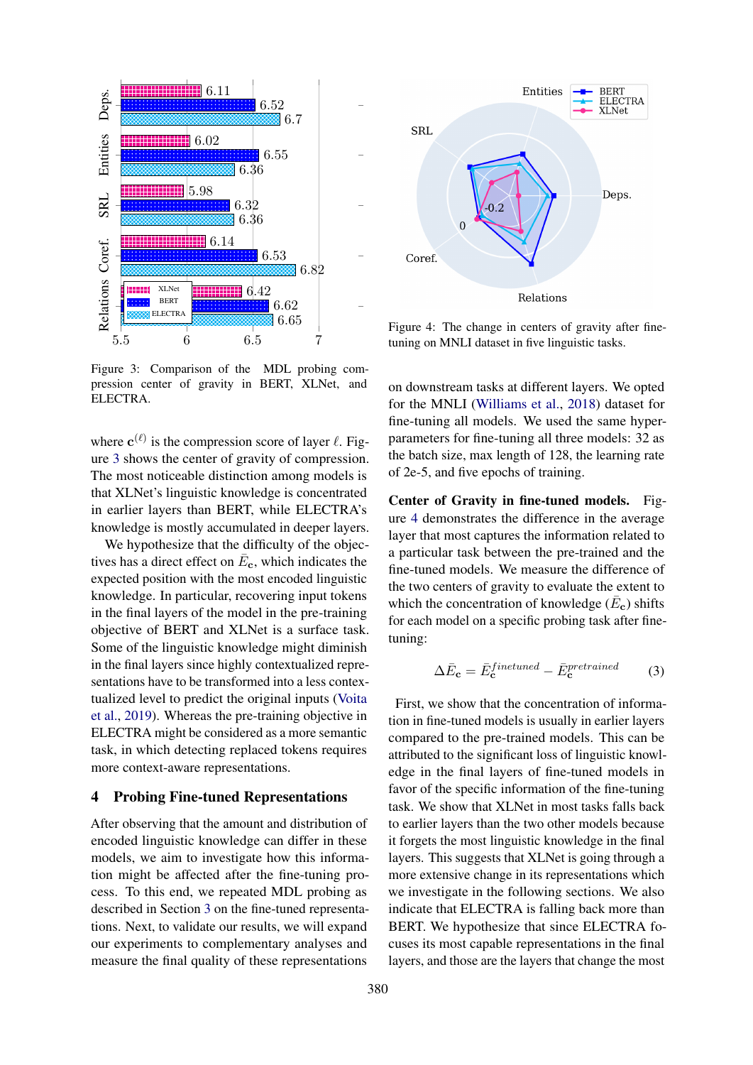Figure 3: Comparison of the MDL probing compression center of gravity in BERT, XLNet, and ELECTRA.

Figure 4: The change in centers of gravity after fine-tuning on MNLI dataset in five linguistic tasks.

where $\mathbf{c}^{(\ell)}$ is the compression score of layer $\ell$. Figure 3 shows the center of gravity of compression. The most noticeable distinction among models is that XLNet's linguistic knowledge is concentrated in earlier layers than BERT, while ELECTRA's knowledge is mostly accumulated in deeper layers.

We hypothesize that the difficulty of the objectives has a direct effect on $\bar{E}_{\mathbf{c}}$, which indicates the expected position with the most encoded linguistic knowledge. In particular, recovering input tokens in the final layers of the model in the pre-training objective of BERT and XLNet is a surface task. Some of the linguistic knowledge might diminish in the final layers since highly contextualized representations have to be transformed into a less contextualized level to predict the original inputs (Voita et al., 2019). Whereas the pre-training objective in ELECTRA might be considered as a more semantic task, in which detecting replaced tokens requires more context-aware representations.

## 4 Probing Fine-tuned Representations

After observing that the amount and distribution of encoded linguistic knowledge can differ in these models, we aim to investigate how this information might be affected after the fine-tuning process. To this end, we repeated MDL probing as described in Section 3 on the fine-tuned representations. Next, to validate our results, we will expand our experiments to complementary analyses and measure the final quality of these representations on downstream tasks at different layers. We opted for the MNLI (Williams et al., 2018) dataset for fine-tuning all models. We used the same hyper-parameters for fine-tuning all three models: 32 as the batch size, max length of 128, the learning rate of 2e-5, and five epochs of training.

**Center of Gravity in fine-tuned models.** Figure 4 demonstrates the difference in the average layer that most captures the information related to a particular task between the pre-trained and the fine-tuned models. We measure the difference of the two centers of gravity to evaluate the extent to which the concentration of knowledge ($\bar{E}_{\mathbf{c}}$) shifts for each model on a specific probing task after fine-tuning:

$$\Delta \bar{E}_{\mathbf{c}} = \bar{E}_{\mathbf{c}}^{finetuned} - \bar{E}_{\mathbf{c}}^{pretrained} \tag{3}$$

First, we show that the concentration of information in fine-tuned models is usually in earlier layers compared to the pre-trained models. This can be attributed to the significant loss of linguistic knowledge in the final layers of fine-tuned models in favor of the specific information of the fine-tuning task. We show that XLNet in most tasks falls back to earlier layers than the two other models because it forgets the most linguistic knowledge in the final layers. This suggests that XLNet is going through a more extensive change in its representations which we investigate in the following sections. We also indicate that ELECTRA is falling back more than BERT. We hypothesize that since ELECTRA focuses its most capable representations in the final layers, and those are the layers that change the most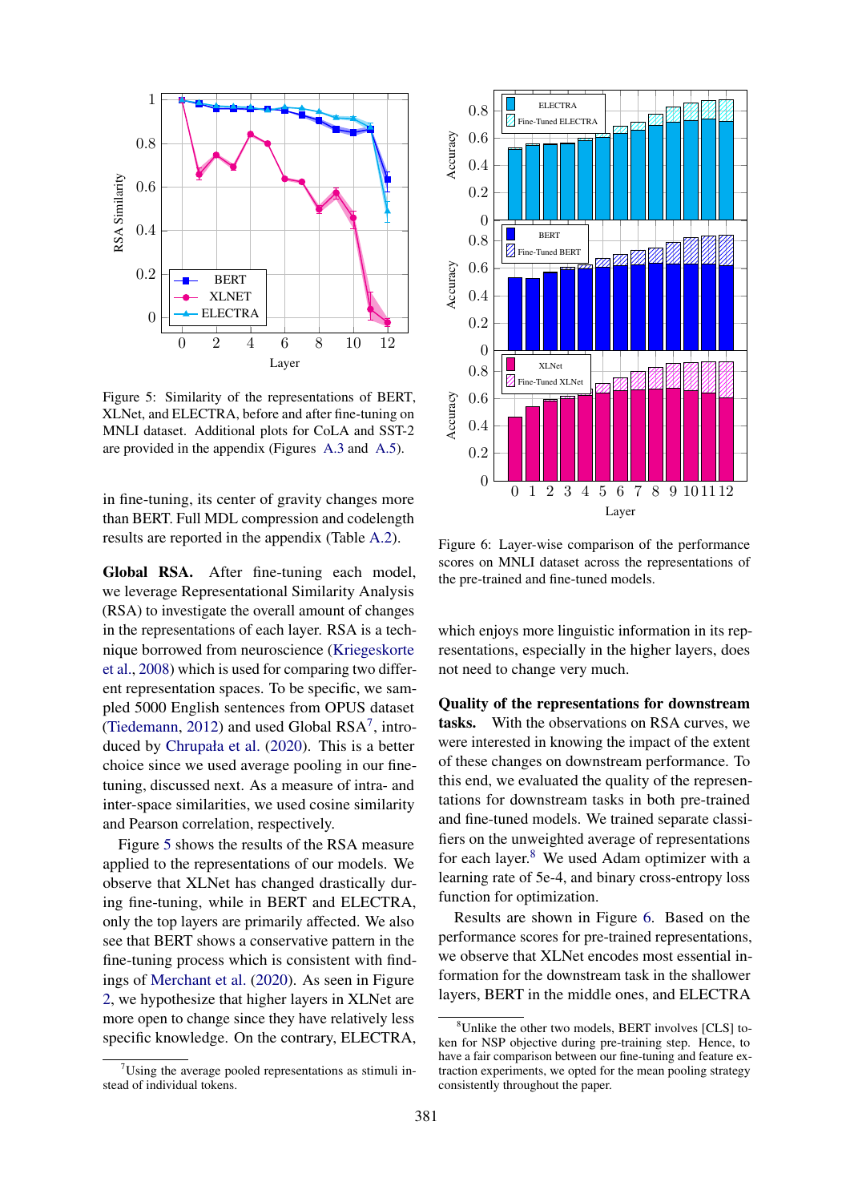Figure 5: Similarity of the representations of BERT, XLNet, and ELECTRA, before and after fine-tuning on MNLI dataset. Additional plots for CoLA and SST-2 are provided in the appendix (Figures A.3 and A.5).

in fine-tuning, its center of gravity changes more than BERT. Full MDL compression and codelength results are reported in the appendix (Table A.2).

**Global RSA.** After fine-tuning each model, we leverage Representational Similarity Analysis (RSA) to investigate the overall amount of changes in the representations of each layer. RSA is a technique borrowed from neuroscience (Kriegeskorte et al., 2008) which is used for comparing two different representation spaces. To be specific, we sampled 5000 English sentences from OPUS dataset (Tiedemann, 2012) and used Global RSA[7], introduced by Chrupała et al. (2020). This is a better choice since we used average pooling in our fine-tuning, discussed next. As a measure of intra- and inter-space similarities, we used cosine similarity and Pearson correlation, respectively.

Figure 5 shows the results of the RSA measure applied to the representations of our models. We observe that XLNet has changed drastically during fine-tuning, while in BERT and ELECTRA, only the top layers are primarily affected. We also see that BERT shows a conservative pattern in the fine-tuning process which is consistent with findings of Merchant et al. (2020). As seen in Figure 2, we hypothesize that higher layers in XLNet are more open to change since they have relatively less specific knowledge. On the contrary, ELECTRA, which enjoys more linguistic information in its representations, especially in the higher layers, does not need to change very much.

Figure 6: Layer-wise comparison of the performance scores on MNLI dataset across the representations of the pre-trained and fine-tuned models.

**Quality of the representations for downstream tasks.** With the observations on RSA curves, we were interested in knowing the impact of the extent of these changes on downstream performance. To this end, we evaluated the quality of the representations for downstream tasks in both pre-trained and fine-tuned models. We trained separate classifiers on the unweighted average of representations for each layer.[8] We used Adam optimizer with a learning rate of 5e-4, and binary cross-entropy loss function for optimization.

Results are shown in Figure 6. Based on the performance scores for pre-trained representations, we observe that XLNet encodes most essential information for the downstream task in the shallower layers, BERT in the middle ones, and ELECTRA

[7] Using the average pooled representations as stimuli instead of individual tokens.

[8] Unlike the other two models, BERT involves [CLS] token for NSP objective during pre-training step. Hence, to have a fair comparison between our fine-tuning and feature extraction experiments, we opted for the mean pooling strategy consistently throughout the paper.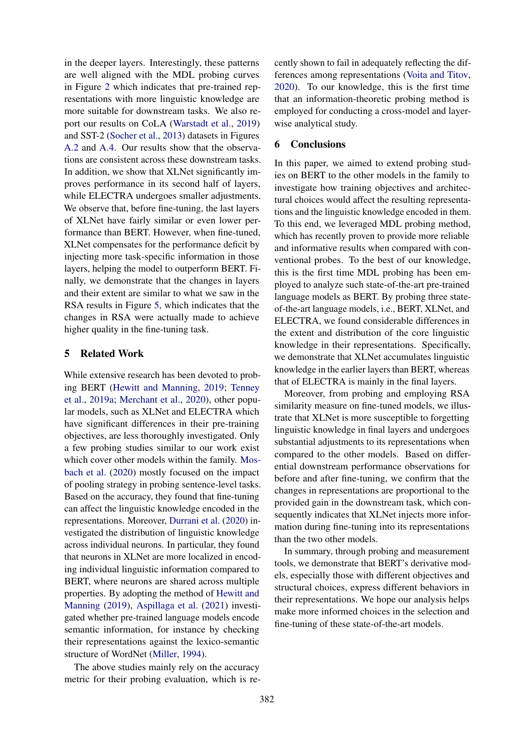in the deeper layers. Interestingly, these patterns are well aligned with the MDL probing curves in Figure 2 which indicates that pre-trained representations with more linguistic knowledge are more suitable for downstream tasks. We also report our results on CoLA (Warstadt et al., 2019) and SST-2 (Socher et al., 2013) datasets in Figures A.2 and A.4. Our results show that the observations are consistent across these downstream tasks. In addition, we show that XLNet significantly improves performance in its second half of layers, while ELECTRA undergoes smaller adjustments. We observe that, before fine-tuning, the last layers of XLNet have fairly similar or even lower performance than BERT. However, when fine-tuned, XLNet compensates for the performance deficit by injecting more task-specific information in those layers, helping the model to outperform BERT. Finally, we demonstrate that the changes in layers and their extent are similar to what we saw in the RSA results in Figure 5, which indicates that the changes in RSA were actually made to achieve higher quality in the fine-tuning task.

## 5 Related Work

While extensive research has been devoted to probing BERT (Hewitt and Manning, 2019; Tenney et al., 2019a; Merchant et al., 2020), other popular models, such as XLNet and ELECTRA which have significant differences in their pre-training objectives, are less thoroughly investigated. Only a few probing studies similar to our work exist which cover other models within the family. Mosbach et al. (2020) mostly focused on the impact of pooling strategy in probing sentence-level tasks. Based on the accuracy, they found that fine-tuning can affect the linguistic knowledge encoded in the representations. Moreover, Durrani et al. (2020) investigated the distribution of linguistic knowledge across individual neurons. In particular, they found that neurons in XLNet are more localized in encoding individual linguistic information compared to BERT, where neurons are shared across multiple properties. By adopting the method of Hewitt and Manning (2019), Aspillaga et al. (2021) investigated whether pre-trained language models encode semantic information, for instance by checking their representations against the lexico-semantic structure of WordNet (Miller, 1994).

The above studies mainly rely on the accuracy metric for their probing evaluation, which is recently shown to fail in adequately reflecting the differences among representations (Voita and Titov, 2020). To our knowledge, this is the first time that an information-theoretic probing method is employed for conducting a cross-model and layer-wise analytical study.

## 6 Conclusions

In this paper, we aimed to extend probing studies on BERT to the other models in the family to investigate how training objectives and architectural choices would affect the resulting representations and the linguistic knowledge encoded in them. To this end, we leveraged MDL probing method, which has recently proven to provide more reliable and informative results when compared with conventional probes. To the best of our knowledge, this is the first time MDL probing has been employed to analyze such state-of-the-art pre-trained language models as BERT. By probing three state-of-the-art language models, i.e., BERT, XLNet, and ELECTRA, we found considerable differences in the extent and distribution of the core linguistic knowledge in their representations. Specifically, we demonstrate that XLNet accumulates linguistic knowledge in the earlier layers than BERT, whereas that of ELECTRA is mainly in the final layers.

Moreover, from probing and employing RSA similarity measure on fine-tuned models, we illustrate that XLNet is more susceptible to forgetting linguistic knowledge in final layers and undergoes substantial adjustments to its representations when compared to the other models. Based on differential downstream performance observations for before and after fine-tuning, we confirm that the changes in representations are proportional to the provided gain in the downstream task, which consequently indicates that XLNet injects more information during fine-tuning into its representations than the two other models.

In summary, through probing and measurement tools, we demonstrate that BERT's derivative models, especially those with different objectives and structural choices, express different behaviors in their representations. We hope our analysis helps make more informed choices in the selection and fine-tuning of these state-of-the-art models.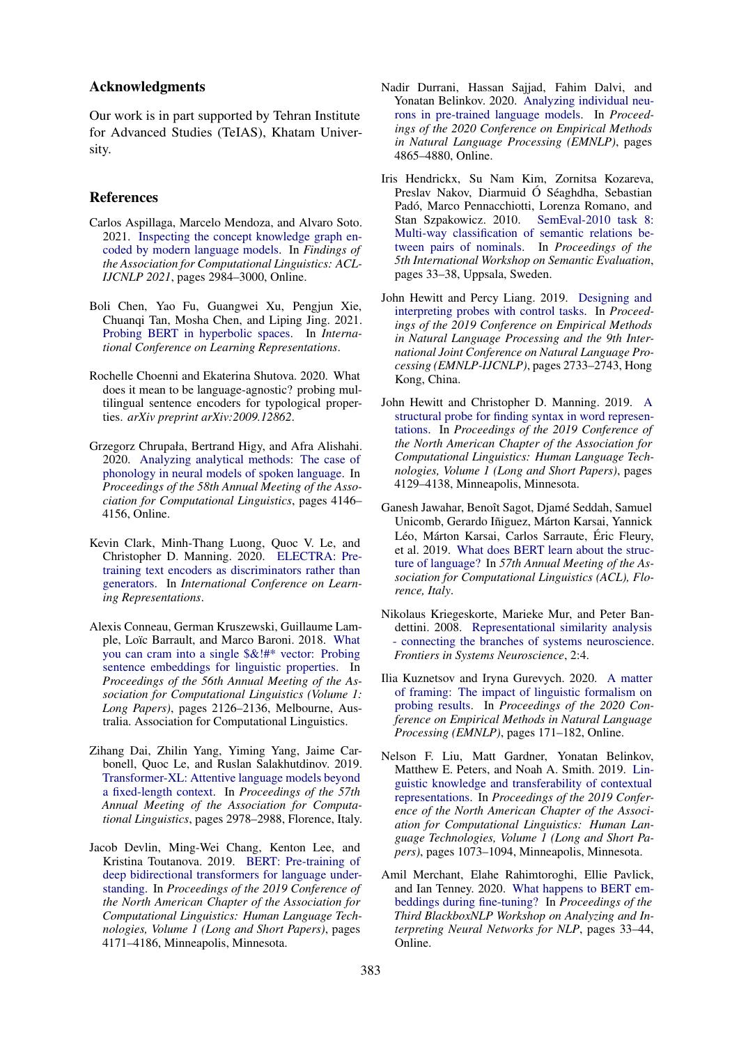## Acknowledgments

Our work is in part supported by Tehran Institute for Advanced Studies (TeIAS), Khatam University.

## References

Carlos Aspillaga, Marcelo Mendoza, and Alvaro Soto. 2021. Inspecting the concept knowledge graph encoded by modern language models. In *Findings of the Association for Computational Linguistics: ACL-IJCNLP 2021*, pages 2984–3000, Online.

Boli Chen, Yao Fu, Guangwei Xu, Pengjun Xie, Chuanqi Tan, Mosha Chen, and Liping Jing. 2021. Probing BERT in hyperbolic spaces. In *International Conference on Learning Representations*.

Rochelle Choenni and Ekaterina Shutova. 2020. What does it mean to be language-agnostic? probing multilingual sentence encoders for typological properties. *arXiv preprint arXiv:2009.12862*.

Grzegorz Chrupała, Bertrand Higy, and Afra Alishahi. 2020. Analyzing analytical methods: The case of phonology in neural models of spoken language. In *Proceedings of the 58th Annual Meeting of the Association for Computational Linguistics*, pages 4146–4156, Online.

Kevin Clark, Minh-Thang Luong, Quoc V. Le, and Christopher D. Manning. 2020. ELECTRA: Pre-training text encoders as discriminators rather than generators. In *International Conference on Learning Representations*.

Alexis Conneau, German Kruszewski, Guillaume Lample, Loïc Barrault, and Marco Baroni. 2018. What you can cram into a single $&!#* vector: Probing sentence embeddings for linguistic properties. In *Proceedings of the 56th Annual Meeting of the Association for Computational Linguistics (Volume 1: Long Papers)*, pages 2126–2136, Melbourne, Australia. Association for Computational Linguistics.

Zihang Dai, Zhilin Yang, Yiming Yang, Jaime Carbonell, Quoc Le, and Ruslan Salakhutdinov. 2019. Transformer-XL: Attentive language models beyond a fixed-length context. In *Proceedings of the 57th Annual Meeting of the Association for Computational Linguistics*, pages 2978–2988, Florence, Italy.

Jacob Devlin, Ming-Wei Chang, Kenton Lee, and Kristina Toutanova. 2019. BERT: Pre-training of deep bidirectional transformers for language understanding. In *Proceedings of the 2019 Conference of the North American Chapter of the Association for Computational Linguistics: Human Language Technologies, Volume 1 (Long and Short Papers)*, pages 4171–4186, Minneapolis, Minnesota.

Nadir Durrani, Hassan Sajjad, Fahim Dalvi, and Yonatan Belinkov. 2020. Analyzing individual neurons in pre-trained language models. In *Proceedings of the 2020 Conference on Empirical Methods in Natural Language Processing (EMNLP)*, pages 4865–4880, Online.

Iris Hendrickx, Su Nam Kim, Zornitsa Kozareva, Preslav Nakov, Diarmuid Ó Séaghdha, Sebastian Padó, Marco Pennacchiotti, Lorenza Romano, and Stan Szpakowicz. 2010. SemEval-2010 task 8: Multi-way classification of semantic relations between pairs of nominals. In *Proceedings of the 5th International Workshop on Semantic Evaluation*, pages 33–38, Uppsala, Sweden.

John Hewitt and Percy Liang. 2019. Designing and interpreting probes with control tasks. In *Proceedings of the 2019 Conference on Empirical Methods in Natural Language Processing and the 9th International Joint Conference on Natural Language Processing (EMNLP-IJCNLP)*, pages 2733–2743, Hong Kong, China.

John Hewitt and Christopher D. Manning. 2019. A structural probe for finding syntax in word representations. In *Proceedings of the 2019 Conference of the North American Chapter of the Association for Computational Linguistics: Human Language Technologies, Volume 1 (Long and Short Papers)*, pages 4129–4138, Minneapolis, Minnesota.

Ganesh Jawahar, Benoît Sagot, Djamé Seddah, Samuel Unicomb, Gerardo Iñiguez, Márton Karsai, Yannick Léo, Márton Karsai, Carlos Sarraute, Éric Fleury, et al. 2019. What does BERT learn about the structure of language? In *57th Annual Meeting of the Association for Computational Linguistics (ACL), Florence, Italy*.

Nikolaus Kriegeskorte, Marieke Mur, and Peter Bandettini. 2008. Representational similarity analysis - connecting the branches of systems neuroscience. *Frontiers in Systems Neuroscience*, 2:4.

Ilia Kuznetsov and Iryna Gurevych. 2020. A matter of framing: The impact of linguistic formalism on probing results. In *Proceedings of the 2020 Conference on Empirical Methods in Natural Language Processing (EMNLP)*, pages 171–182, Online.

Nelson F. Liu, Matt Gardner, Yonatan Belinkov, Matthew E. Peters, and Noah A. Smith. 2019. Linguistic knowledge and transferability of contextual representations. In *Proceedings of the 2019 Conference of the North American Chapter of the Association for Computational Linguistics: Human Language Technologies, Volume 1 (Long and Short Papers)*, pages 1073–1094, Minneapolis, Minnesota.

Amil Merchant, Elahe Rahimtoroghi, Ellie Pavlick, and Ian Tenney. 2020. What happens to BERT embeddings during fine-tuning? In *Proceedings of the Third BlackboxNLP Workshop on Analyzing and Interpreting Neural Networks for NLP*, pages 33–44, Online.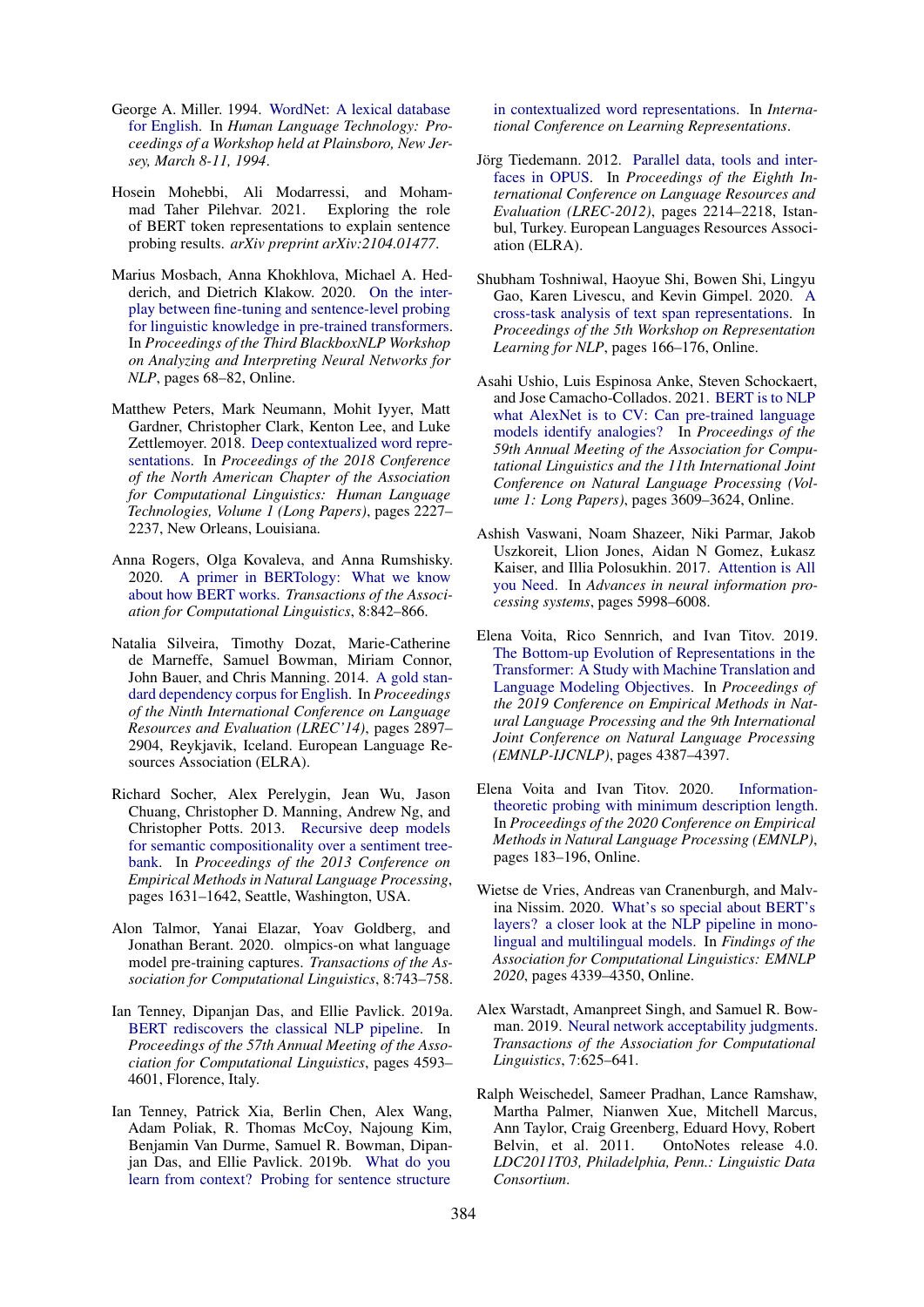George A. Miller. 1994. WordNet: A lexical database for English. In *Human Language Technology: Proceedings of a Workshop held at Plainsboro, New Jersey, March 8-11, 1994*.

Hosein Mohebbi, Ali Modarressi, and Mohammad Taher Pilehvar. 2021. Exploring the role of BERT token representations to explain sentence probing results. *arXiv preprint arXiv:2104.01477*.

Marius Mosbach, Anna Khokhlova, Michael A. Hedderich, and Dietrich Klakow. 2020. On the interplay between fine-tuning and sentence-level probing for linguistic knowledge in pre-trained transformers. In *Proceedings of the Third BlackboxNLP Workshop on Analyzing and Interpreting Neural Networks for NLP*, pages 68–82, Online.

Matthew Peters, Mark Neumann, Mohit Iyyer, Matt Gardner, Christopher Clark, Kenton Lee, and Luke Zettlemoyer. 2018. Deep contextualized word representations. In *Proceedings of the 2018 Conference of the North American Chapter of the Association for Computational Linguistics: Human Language Technologies, Volume 1 (Long Papers)*, pages 2227–2237, New Orleans, Louisiana.

Anna Rogers, Olga Kovaleva, and Anna Rumshisky. 2020. A primer in BERTology: What we know about how BERT works. *Transactions of the Association for Computational Linguistics*, 8:842–866.

Natalia Silveira, Timothy Dozat, Marie-Catherine de Marneffe, Samuel Bowman, Miriam Connor, John Bauer, and Chris Manning. 2014. A gold standard dependency corpus for English. In *Proceedings of the Ninth International Conference on Language Resources and Evaluation (LREC'14)*, pages 2897–2904, Reykjavik, Iceland. European Language Resources Association (ELRA).

Richard Socher, Alex Perelygin, Jean Wu, Jason Chuang, Christopher D. Manning, Andrew Ng, and Christopher Potts. 2013. Recursive deep models for semantic compositionality over a sentiment treebank. In *Proceedings of the 2013 Conference on Empirical Methods in Natural Language Processing*, pages 1631–1642, Seattle, Washington, USA.

Alon Talmor, Yanai Elazar, Yoav Goldberg, and Jonathan Berant. 2020. olmpics-on what language model pre-training captures. *Transactions of the Association for Computational Linguistics*, 8:743–758.

Ian Tenney, Dipanjan Das, and Ellie Pavlick. 2019a. BERT rediscovers the classical NLP pipeline. In *Proceedings of the 57th Annual Meeting of the Association for Computational Linguistics*, pages 4593–4601, Florence, Italy.

Ian Tenney, Patrick Xia, Berlin Chen, Alex Wang, Adam Poliak, R. Thomas McCoy, Najoung Kim, Benjamin Van Durme, Samuel R. Bowman, Dipanjan Das, and Ellie Pavlick. 2019b. What do you learn from context? Probing for sentence structure in contextualized word representations. In *International Conference on Learning Representations*.

Jörg Tiedemann. 2012. Parallel data, tools and interfaces in OPUS. In *Proceedings of the Eighth International Conference on Language Resources and Evaluation (LREC-2012)*, pages 2214–2218, Istanbul, Turkey. European Languages Resources Association (ELRA).

Shubham Toshniwal, Haoyue Shi, Bowen Shi, Lingyu Gao, Karen Livescu, and Kevin Gimpel. 2020. A cross-task analysis of text span representations. In *Proceedings of the 5th Workshop on Representation Learning for NLP*, pages 166–176, Online.

Asahi Ushio, Luis Espinosa Anke, Steven Schockaert, and Jose Camacho-Collados. 2021. BERT is to NLP what AlexNet is to CV: Can pre-trained language models identify analogies? In *Proceedings of the 59th Annual Meeting of the Association for Computational Linguistics and the 11th International Joint Conference on Natural Language Processing (Volume 1: Long Papers)*, pages 3609–3624, Online.

Ashish Vaswani, Noam Shazeer, Niki Parmar, Jakob Uszkoreit, Llion Jones, Aidan N Gomez, Łukasz Kaiser, and Illia Polosukhin. 2017. Attention is All you Need. In *Advances in neural information processing systems*, pages 5998–6008.

Elena Voita, Rico Sennrich, and Ivan Titov. 2019. The Bottom-up Evolution of Representations in the Transformer: A Study with Machine Translation and Language Modeling Objectives. In *Proceedings of the 2019 Conference on Empirical Methods in Natural Language Processing and the 9th International Joint Conference on Natural Language Processing (EMNLP-IJCNLP)*, pages 4387–4397.

Elena Voita and Ivan Titov. 2020. Information-theoretic probing with minimum description length. In *Proceedings of the 2020 Conference on Empirical Methods in Natural Language Processing (EMNLP)*, pages 183–196, Online.

Wietse de Vries, Andreas van Cranenburgh, and Malvina Nissim. 2020. What's so special about BERT's layers? a closer look at the NLP pipeline in monolingual and multilingual models. In *Findings of the Association for Computational Linguistics: EMNLP 2020*, pages 4339–4350, Online.

Alex Warstadt, Amanpreet Singh, and Samuel R. Bowman. 2019. Neural network acceptability judgments. *Transactions of the Association for Computational Linguistics*, 7:625–641.

Ralph Weischedel, Sameer Pradhan, Lance Ramshaw, Martha Palmer, Nianwen Xue, Mitchell Marcus, Ann Taylor, Craig Greenberg, Eduard Hovy, Robert Belvin, et al. 2011. OntoNotes release 4.0. *LDC2011T03, Philadelphia, Penn.: Linguistic Data Consortium*.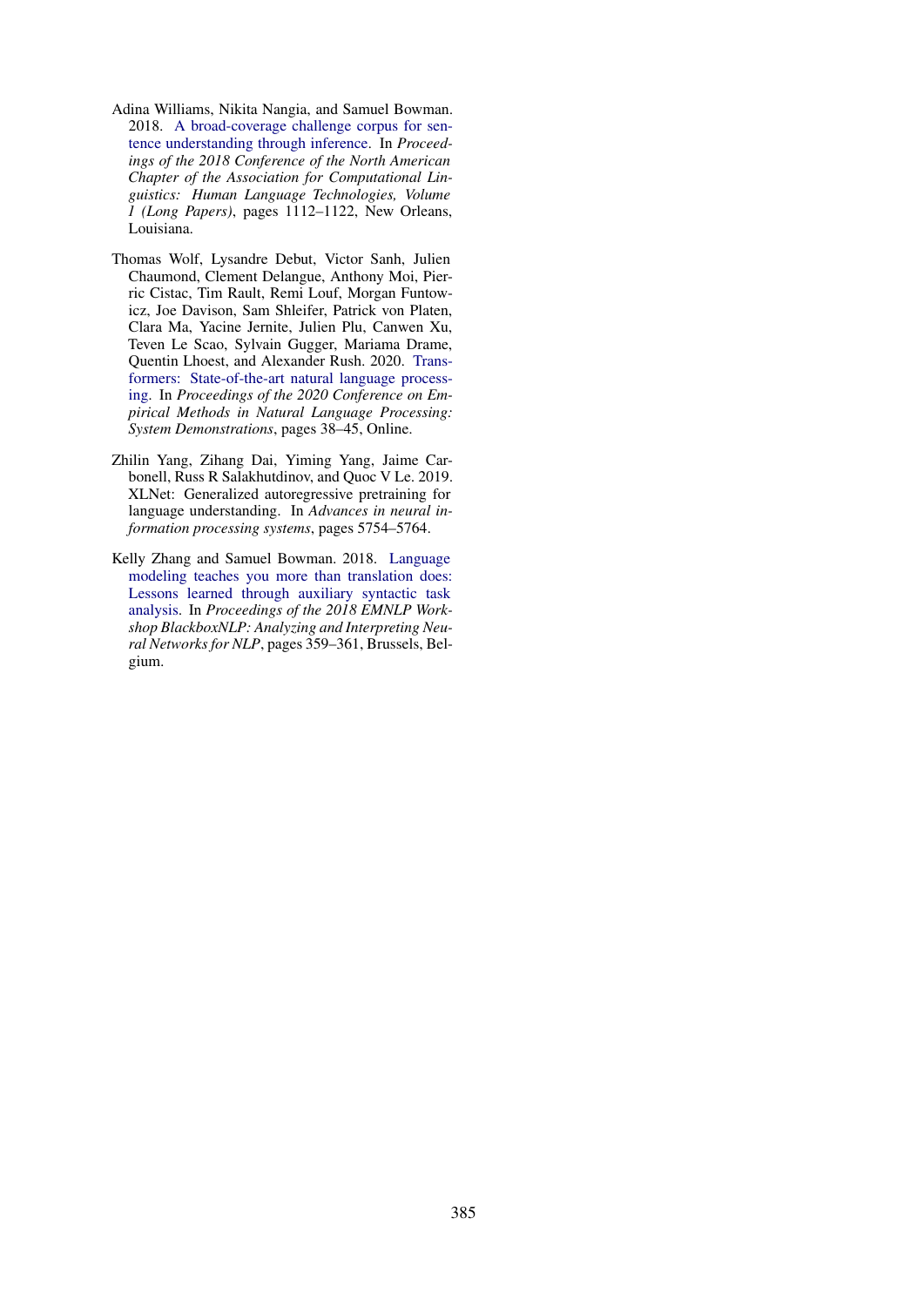Adina Williams, Nikita Nangia, and Samuel Bowman. 2018. A broad-coverage challenge corpus for sentence understanding through inference. In *Proceedings of the 2018 Conference of the North American Chapter of the Association for Computational Linguistics: Human Language Technologies, Volume 1 (Long Papers)*, pages 1112–1122, New Orleans, Louisiana.

Thomas Wolf, Lysandre Debut, Victor Sanh, Julien Chaumond, Clement Delangue, Anthony Moi, Pierric Cistac, Tim Rault, Remi Louf, Morgan Funtowicz, Joe Davison, Sam Shleifer, Patrick von Platen, Clara Ma, Yacine Jernite, Julien Plu, Canwen Xu, Teven Le Scao, Sylvain Gugger, Mariama Drame, Quentin Lhoest, and Alexander Rush. 2020. Transformers: State-of-the-art natural language processing. In *Proceedings of the 2020 Conference on Empirical Methods in Natural Language Processing: System Demonstrations*, pages 38–45, Online.

Zhilin Yang, Zihang Dai, Yiming Yang, Jaime Carbonell, Russ R Salakhutdinov, and Quoc V Le. 2019. XLNet: Generalized autoregressive pretraining for language understanding. In *Advances in neural information processing systems*, pages 5754–5764.

Kelly Zhang and Samuel Bowman. 2018. Language modeling teaches you more than translation does: Lessons learned through auxiliary syntactic task analysis. In *Proceedings of the 2018 EMNLP Workshop BlackboxNLP: Analyzing and Interpreting Neural Networks for NLP*, pages 359–361, Brussels, Belgium.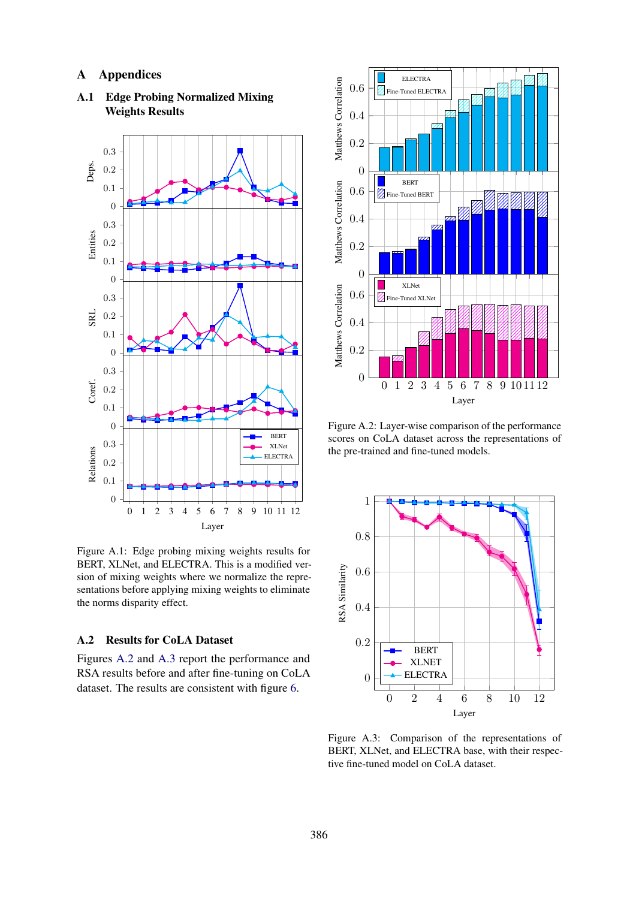# A Appendices

## A.1 Edge Probing Normalized Mixing Weights Results

Figure A.1: Edge probing mixing weights results for BERT, XLNet, and ELECTRA. This is a modified version of mixing weights where we normalize the representations before applying mixing weights to eliminate the norms disparity effect.

## A.2 Results for CoLA Dataset

Figures A.2 and A.3 report the performance and RSA results before and after fine-tuning on CoLA dataset. The results are consistent with figure 6.

Figure A.2: Layer-wise comparison of the performance scores on CoLA dataset across the representations of the pre-trained and fine-tuned models.

Figure A.3: Comparison of the representations of BERT, XLNet, and ELECTRA base, with their respective fine-tuned model on CoLA dataset.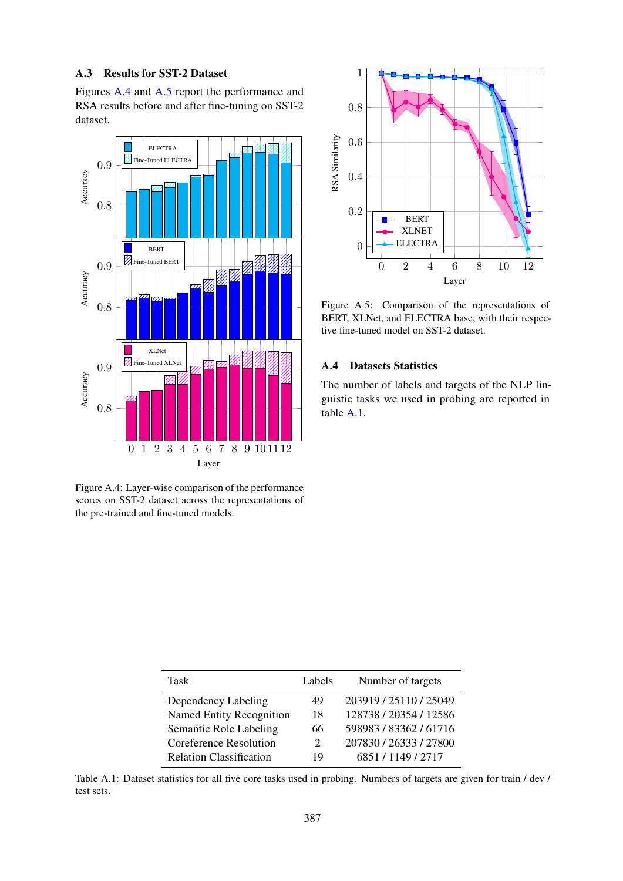### A.3 Results for SST-2 Dataset

Figures A.4 and A.5 report the performance and RSA results before and after fine-tuning on SST-2 dataset.

Figure A.4: Layer-wise comparison of the performance scores on SST-2 dataset across the representations of the pre-trained and fine-tuned models.

Figure A.5: Comparison of the representations of BERT, XLNet, and ELECTRA base, with their respective fine-tuned model on SST-2 dataset.

### A.4 Datasets Statistics

The number of labels and targets of the NLP linguistic tasks we used in probing are reported in table A.1.

| Task | Labels | Number of targets |
|---|---|---|
| Dependency Labeling | 49 | 203919 / 25110 / 25049 |
| Named Entity Recognition | 18 | 128738 / 20354 / 12586 |
| Semantic Role Labeling | 66 | 598983 / 83362 / 61716 |
| Coreference Resolution | 2 | 207830 / 26333 / 27800 |
| Relation Classification | 19 | 6851 / 1149 / 2717 |

Table A.1: Dataset statistics for all five core tasks used in probing. Numbers of targets are given for train / dev / test sets.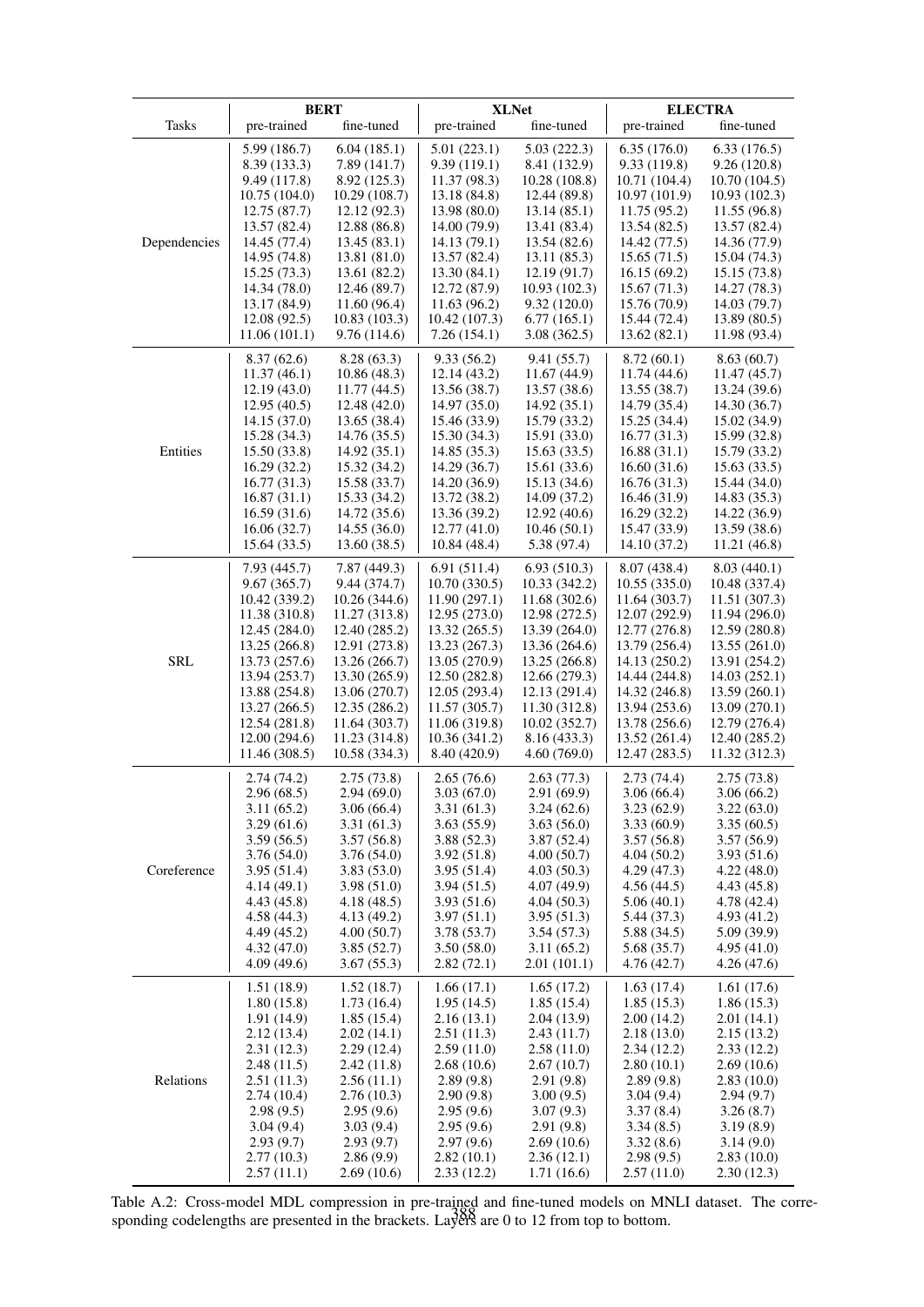| Tasks | BERT pre-trained | BERT fine-tuned | XLNet pre-trained | XLNet fine-tuned | ELECTRA pre-trained | ELECTRA fine-tuned |
|---|---|---|---|---|---|---|
| Dependencies | 5.99 (186.7) | 6.04 (185.1) | 5.01 (223.1) | 5.03 (222.3) | 6.35 (176.0) | 6.33 (176.5) |
| | 8.39 (133.3) | 7.89 (141.7) | 9.39 (119.1) | 8.41 (132.9) | 9.33 (119.8) | 9.26 (120.8) |
| | 9.49 (117.8) | 8.92 (125.3) | 11.37 (98.3) | 10.28 (108.8) | 10.71 (104.4) | 10.70 (104.5) |
| | 10.75 (104.0) | 10.29 (108.7) | 13.18 (84.8) | 12.44 (89.8) | 10.97 (101.9) | 10.93 (102.3) |
| | 12.75 (87.7) | 12.12 (92.3) | 13.98 (80.0) | 13.14 (85.1) | 11.75 (95.2) | 11.55 (96.8) |
| | 13.57 (82.4) | 12.88 (86.8) | 14.00 (79.9) | 13.41 (83.4) | 13.54 (82.5) | 13.57 (82.4) |
| | 14.45 (77.4) | 13.45 (83.1) | 14.13 (79.1) | 13.54 (82.6) | 14.42 (77.5) | 14.36 (77.9) |
| | 14.95 (74.8) | 13.81 (81.0) | 13.57 (82.4) | 13.11 (85.3) | 15.65 (71.5) | 15.04 (74.3) |
| | 15.25 (73.3) | 13.61 (82.2) | 13.30 (84.1) | 12.19 (91.7) | 16.15 (69.2) | 15.15 (73.8) |
| | 14.34 (78.0) | 12.46 (89.7) | 12.72 (87.9) | 10.93 (102.3) | 15.67 (71.3) | 14.27 (78.3) |
| | 13.17 (84.9) | 11.60 (96.4) | 11.63 (96.2) | 9.32 (120.0) | 15.76 (70.9) | 14.03 (79.7) |
| | 12.08 (92.5) | 10.83 (103.3) | 10.42 (107.3) | 6.77 (165.1) | 15.44 (72.4) | 13.89 (80.5) |
| | 11.06 (101.1) | 9.76 (114.6) | 7.26 (154.1) | 3.08 (362.5) | 13.62 (82.1) | 11.98 (93.4) |
| Entities | 8.37 (62.6) | 8.28 (63.3) | 9.33 (56.2) | 9.41 (55.7) | 8.72 (60.1) | 8.63 (60.7) |
| | 11.37 (46.1) | 10.86 (48.3) | 12.14 (43.2) | 11.67 (44.9) | 11.74 (44.6) | 11.47 (45.7) |
| | 12.19 (43.0) | 11.77 (44.5) | 13.56 (38.7) | 13.57 (38.6) | 13.55 (38.7) | 13.24 (39.6) |
| | 12.95 (40.5) | 12.48 (42.0) | 14.97 (35.0) | 14.92 (35.1) | 14.79 (35.4) | 14.30 (36.7) |
| | 14.15 (37.0) | 13.65 (38.4) | 15.46 (33.9) | 15.79 (33.2) | 15.25 (34.4) | 15.02 (34.9) |
| | 15.28 (34.3) | 14.76 (35.5) | 15.30 (34.3) | 15.91 (33.0) | 16.77 (31.3) | 15.99 (32.8) |
| | 15.50 (33.8) | 14.92 (35.1) | 14.85 (35.3) | 15.63 (33.5) | 16.88 (31.1) | 15.79 (33.2) |
| | 16.29 (32.2) | 15.32 (34.2) | 14.29 (36.7) | 15.61 (33.6) | 16.60 (31.6) | 15.63 (33.5) |
| | 16.77 (31.3) | 15.58 (33.7) | 14.20 (36.9) | 15.13 (34.6) | 16.76 (31.3) | 15.44 (34.0) |
| | 16.87 (31.1) | 15.33 (34.2) | 13.72 (38.2) | 14.09 (37.2) | 16.46 (31.9) | 14.83 (35.3) |
| | 16.59 (31.6) | 14.72 (35.6) | 13.36 (39.2) | 12.92 (40.6) | 16.29 (32.2) | 14.22 (36.9) |
| | 16.06 (32.7) | 14.55 (36.0) | 12.77 (41.0) | 10.46 (50.1) | 15.47 (33.9) | 13.59 (38.6) |
| | 15.64 (33.5) | 13.60 (38.5) | 10.84 (48.4) | 5.38 (97.4) | 14.10 (37.2) | 11.21 (46.8) |
| SRL | 7.93 (445.7) | 7.87 (449.3) | 6.91 (511.4) | 6.93 (510.3) | 8.07 (438.4) | 8.03 (440.1) |
| | 9.67 (365.7) | 9.44 (374.7) | 10.70 (330.5) | 10.33 (342.2) | 10.55 (335.0) | 10.48 (337.4) |
| | 10.42 (339.2) | 10.26 (344.6) | 11.90 (297.1) | 11.68 (302.6) | 11.64 (303.7) | 11.51 (307.3) |
| | 11.38 (310.8) | 11.27 (313.8) | 12.95 (273.0) | 12.98 (272.5) | 12.07 (292.9) | 11.94 (296.0) |
| | 12.45 (284.0) | 12.40 (285.2) | 13.32 (265.5) | 13.39 (264.0) | 12.77 (276.8) | 12.59 (280.8) |
| | 13.25 (266.8) | 12.91 (273.8) | 13.23 (267.3) | 13.36 (264.6) | 13.79 (256.4) | 13.55 (261.0) |
| | 13.73 (257.6) | 13.26 (266.7) | 13.05 (270.9) | 13.25 (266.8) | 14.13 (250.2) | 13.91 (254.2) |
| | 13.94 (253.7) | 13.30 (265.9) | 12.50 (282.8) | 12.66 (279.3) | 14.44 (244.8) | 14.03 (252.1) |
| | 13.88 (254.8) | 13.06 (270.7) | 12.05 (293.4) | 12.13 (291.4) | 14.32 (246.8) | 13.59 (260.1) |
| | 13.27 (266.5) | 12.35 (286.2) | 11.57 (305.7) | 11.30 (312.8) | 13.94 (253.6) | 13.09 (270.1) |
| | 12.54 (281.8) | 11.64 (303.7) | 11.06 (319.8) | 10.02 (352.7) | 13.78 (256.6) | 12.79 (276.4) |
| | 12.00 (294.6) | 11.23 (314.8) | 10.36 (341.2) | 8.16 (433.3) | 13.52 (261.4) | 12.40 (285.2) |
| | 11.46 (308.5) | 10.58 (334.3) | 8.40 (420.9) | 4.60 (769.0) | 12.47 (283.5) | 11.32 (312.3) |
| Coreference | 2.74 (74.2) | 2.75 (73.8) | 2.65 (76.6) | 2.63 (77.3) | 2.73 (74.4) | 2.75 (73.8) |
| | 2.96 (68.5) | 2.94 (69.0) | 3.03 (67.0) | 2.91 (69.9) | 3.06 (66.4) | 3.06 (66.2) |
| | 3.11 (65.2) | 3.06 (66.4) | 3.31 (61.3) | 3.24 (62.6) | 3.23 (62.9) | 3.22 (63.0) |
| | 3.29 (61.6) | 3.31 (61.3) | 3.63 (55.9) | 3.63 (56.0) | 3.33 (60.9) | 3.35 (60.5) |
| | 3.59 (56.5) | 3.57 (56.8) | 3.88 (52.3) | 3.87 (52.4) | 3.57 (56.8) | 3.57 (56.9) |
| | 3.76 (54.0) | 3.76 (54.0) | 3.92 (51.8) | 4.00 (50.7) | 4.04 (50.2) | 3.93 (51.6) |
| | 3.95 (51.4) | 3.83 (53.0) | 3.95 (51.4) | 4.03 (50.3) | 4.29 (47.3) | 4.22 (48.0) |
| | 4.14 (49.1) | 3.98 (51.0) | 3.94 (51.5) | 4.07 (49.9) | 4.56 (44.5) | 4.43 (45.8) |
| | 4.43 (45.8) | 4.18 (48.5) | 3.93 (51.6) | 4.04 (50.3) | 5.06 (40.1) | 4.78 (42.4) |
| | 4.58 (44.3) | 4.13 (49.2) | 3.97 (51.1) | 3.95 (51.3) | 5.44 (37.3) | 4.93 (41.2) |
| | 4.49 (45.2) | 4.00 (50.7) | 3.78 (53.7) | 3.54 (57.3) | 5.88 (34.5) | 5.09 (39.9) |
| | 4.32 (47.0) | 3.85 (52.7) | 3.50 (58.0) | 3.11 (65.2) | 5.68 (35.7) | 4.95 (41.0) |
| | 4.09 (49.6) | 3.67 (55.3) | 2.82 (72.1) | 2.01 (101.1) | 4.76 (42.7) | 4.26 (47.6) |
| Relations | 1.51 (18.9) | 1.52 (18.7) | 1.66 (17.1) | 1.65 (17.2) | 1.63 (17.4) | 1.61 (17.6) |
| | 1.80 (15.8) | 1.73 (16.4) | 1.95 (14.5) | 1.85 (15.4) | 1.85 (15.3) | 1.86 (15.3) |
| | 1.91 (14.9) | 1.85 (15.4) | 2.16 (13.1) | 2.04 (13.9) | 2.00 (14.2) | 2.01 (14.1) |
| | 2.12 (13.4) | 2.02 (14.1) | 2.51 (11.3) | 2.43 (11.7) | 2.18 (13.0) | 2.15 (13.2) |
| | 2.31 (12.3) | 2.29 (12.4) | 2.59 (11.0) | 2.58 (11.0) | 2.34 (12.2) | 2.33 (12.2) |
| | 2.48 (11.5) | 2.42 (11.8) | 2.68 (10.6) | 2.67 (10.7) | 2.80 (10.1) | 2.69 (10.6) |
| | 2.51 (11.3) | 2.56 (11.1) | 2.89 (9.8) | 2.91 (9.8) | 2.89 (9.8) | 2.83 (10.0) |
| | 2.74 (10.4) | 2.76 (10.3) | 2.90 (9.8) | 3.00 (9.5) | 3.04 (9.4) | 2.94 (9.7) |
| | 2.98 (9.5) | 2.95 (9.6) | 2.95 (9.6) | 3.07 (9.3) | 3.37 (8.4) | 3.26 (8.7) |
| | 3.04 (9.4) | 3.03 (9.4) | 2.95 (9.6) | 2.91 (9.8) | 3.34 (8.5) | 3.19 (8.9) |
| | 2.93 (9.7) | 2.93 (9.7) | 2.97 (9.6) | 2.69 (10.6) | 3.32 (8.6) | 3.14 (9.0) |
| | 2.77 (10.3) | 2.86 (9.9) | 2.82 (10.1) | 2.36 (12.1) | 2.98 (9.5) | 2.83 (10.0) |
| | 2.57 (11.1) | 2.69 (10.6) | 2.33 (12.2) | 1.71 (16.6) | 2.57 (11.0) | 2.30 (12.3) |

Table A.2: Cross-model MDL compression in pre-trained and fine-tuned models on MNLI dataset. The corresponding codelengths are presented in the brackets. Layers are 0 to 12 from top to bottom.